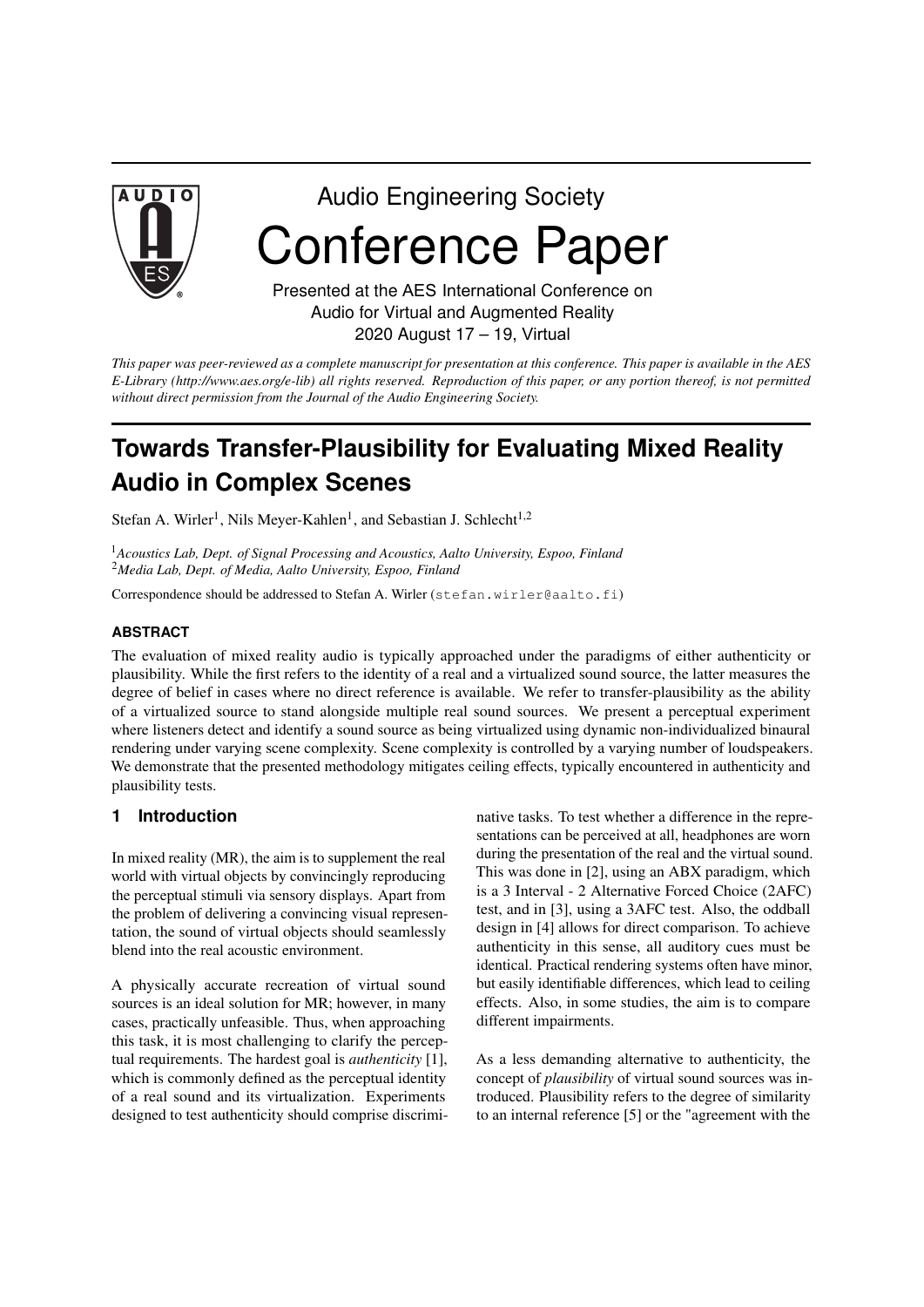Audio Engineering Society

# Conference Paper

Presented at the AES International Conference on Audio for Virtual and Augmented Reality
2020 August 17 – 19, Virtual

*This paper was peer-reviewed as a complete manuscript for presentation at this conference. This paper is available in the AES E-Library (http://www.aes.org/e-lib) all rights reserved. Reproduction of this paper, or any portion thereof, is not permitted without direct permission from the Journal of the Audio Engineering Society.*

# Towards Transfer-Plausibility for Evaluating Mixed Reality Audio in Complex Scenes

Stefan A. Wirler[1], Nils Meyer-Kahlen[1], and Sebastian J. Schlecht[1,2]

[1]*Acoustics Lab, Dept. of Signal Processing and Acoustics, Aalto University, Espoo, Finland*
[2]*Media Lab, Dept. of Media, Aalto University, Espoo, Finland*

Correspondence should be addressed to Stefan A. Wirler (`stefan.wirler@aalto.fi`)

### ABSTRACT

The evaluation of mixed reality audio is typically approached under the paradigms of either authenticity or plausibility. While the first refers to the identity of a real and a virtualized sound source, the latter measures the degree of belief in cases where no direct reference is available. We refer to transfer-plausibility as the ability of a virtualized source to stand alongside multiple real sound sources. We present a perceptual experiment where listeners detect and identify a sound source as being virtualized using dynamic non-individualized binaural rendering under varying scene complexity. Scene complexity is controlled by a varying number of loudspeakers. We demonstrate that the presented methodology mitigates ceiling effects, typically encountered in authenticity and plausibility tests.

## 1 Introduction

In mixed reality (MR), the aim is to supplement the real world with virtual objects by convincingly reproducing the perceptual stimuli via sensory displays. Apart from the problem of delivering a convincing visual representation, the sound of virtual objects should seamlessly blend into the real acoustic environment.

A physically accurate recreation of virtual sound sources is an ideal solution for MR; however, in many cases, practically unfeasible. Thus, when approaching this task, it is most challenging to clarify the perceptual requirements. The hardest goal is *authenticity* [1], which is commonly defined as the perceptual identity of a real sound and its virtualization. Experiments designed to test authenticity should comprise discriminative tasks. To test whether a difference in the representations can be perceived at all, headphones are worn during the presentation of the real and the virtual sound. This was done in [2], using an ABX paradigm, which is a 3 Interval - 2 Alternative Forced Choice (2AFC) test, and in [3], using a 3AFC test. Also, the oddball design in [4] allows for direct comparison. To achieve authenticity in this sense, all auditory cues must be identical. Practical rendering systems often have minor, but easily identifiable differences, which lead to ceiling effects. Also, in some studies, the aim is to compare different impairments.

As a less demanding alternative to authenticity, the concept of *plausibility* of virtual sound sources was introduced. Plausibility refers to the degree of similarity to an internal reference [5] or the "agreement with the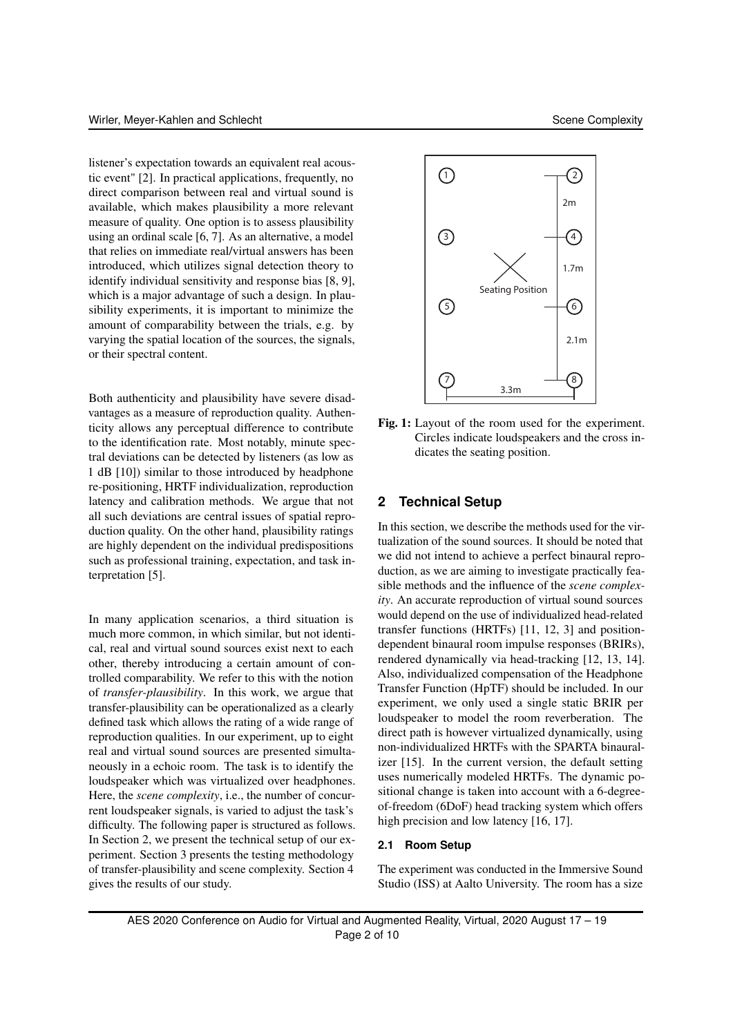listener's expectation towards an equivalent real acoustic event" [2]. In practical applications, frequently, no direct comparison between real and virtual sound is available, which makes plausibility a more relevant measure of quality. One option is to assess plausibility using an ordinal scale [6, 7]. As an alternative, a model that relies on immediate real/virtual answers has been introduced, which utilizes signal detection theory to identify individual sensitivity and response bias [8, 9], which is a major advantage of such a design. In plausibility experiments, it is important to minimize the amount of comparability between the trials, e.g. by varying the spatial location of the sources, the signals, or their spectral content.

Both authenticity and plausibility have severe disadvantages as a measure of reproduction quality. Authenticity allows any perceptual difference to contribute to the identification rate. Most notably, minute spectral deviations can be detected by listeners (as low as 1 dB [10]) similar to those introduced by headphone re-positioning, HRTF individualization, reproduction latency and calibration methods. We argue that not all such deviations are central issues of spatial reproduction quality. On the other hand, plausibility ratings are highly dependent on the individual predispositions such as professional training, expectation, and task interpretation [5].

In many application scenarios, a third situation is much more common, in which similar, but not identical, real and virtual sound sources exist next to each other, thereby introducing a certain amount of controlled comparability. We refer to this with the notion of *transfer-plausibility*. In this work, we argue that transfer-plausibility can be operationalized as a clearly defined task which allows the rating of a wide range of reproduction qualities. In our experiment, up to eight real and virtual sound sources are presented simultaneously in a echoic room. The task is to identify the loudspeaker which was virtualized over headphones. Here, the *scene complexity*, i.e., the number of concurrent loudspeaker signals, is varied to adjust the task's difficulty. The following paper is structured as follows. In Section 2, we present the technical setup of our experiment. Section 3 presents the testing methodology of transfer-plausibility and scene complexity. Section 4 gives the results of our study.

**Fig. 1:** Layout of the room used for the experiment. Circles indicate loudspeakers and the cross indicates the seating position.

## 2 Technical Setup

In this section, we describe the methods used for the virtualization of the sound sources. It should be noted that we did not intend to achieve a perfect binaural reproduction, as we are aiming to investigate practically feasible methods and the influence of the *scene complexity*. An accurate reproduction of virtual sound sources would depend on the use of individualized head-related transfer functions (HRTFs) [11, 12, 3] and position-dependent binaural room impulse responses (BRIRs), rendered dynamically via head-tracking [12, 13, 14]. Also, individualized compensation of the Headphone Transfer Function (HpTF) should be included. In our experiment, we only used a single static BRIR per loudspeaker to model the room reverberation. The direct path is however virtualized dynamically, using non-individualized HRTFs with the SPARTA binauralizer [15]. In the current version, the default setting uses numerically modeled HRTFs. The dynamic positional change is taken into account with a 6-degree-of-freedom (6DoF) head tracking system which offers high precision and low latency [16, 17].

### 2.1 Room Setup

The experiment was conducted in the Immersive Sound Studio (ISS) at Aalto University. The room has a size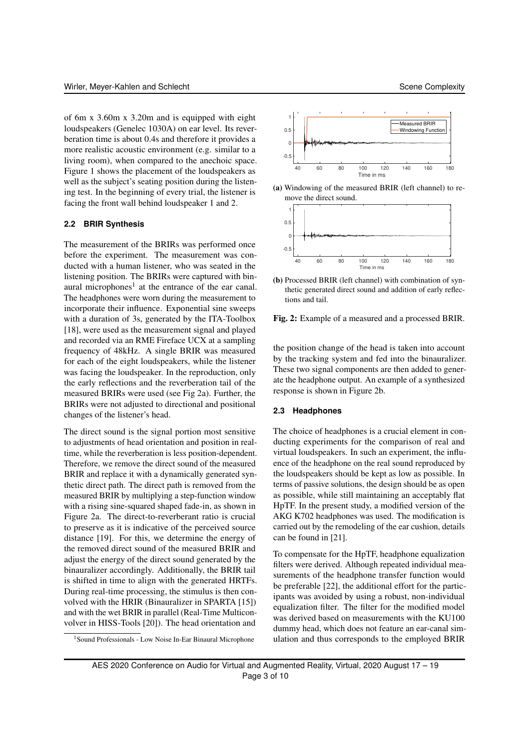of 6m x 3.60m x 3.20m and is equipped with eight loudspeakers (Genelec 1030A) on ear level. Its reverberation time is about 0.4s and therefore it provides a more realistic acoustic environment (e.g. similar to a living room), when compared to the anechoic space. Figure 1 shows the placement of the loudspeakers as well as the subject's seating position during the listening test. In the beginning of every trial, the listener is facing the front wall behind loudspeaker 1 and 2.

### 2.2 BRIR Synthesis

The measurement of the BRIRs was performed once before the experiment. The measurement was conducted with a human listener, who was seated in the listening position. The BRIRs were captured with binaural microphones[1] at the entrance of the ear canal. The headphones were worn during the measurement to incorporate their influence. Exponential sine sweeps with a duration of 3s, generated by the ITA-Toolbox [18], were used as the measurement signal and played and recorded via an RME Fireface UCX at a sampling frequency of 48kHz. A single BRIR was measured for each of the eight loudspeakers, while the listener was facing the loudspeaker. In the reproduction, only the early reflections and the reverberation tail of the measured BRIRs were used (see Fig 2a). Further, the BRIRs were not adjusted to directional and positional changes of the listener's head.

The direct sound is the signal portion most sensitive to adjustments of head orientation and position in real-time, while the reverberation is less position-dependent. Therefore, we remove the direct sound of the measured BRIR and replace it with a dynamically generated synthetic direct path. The direct path is removed from the measured BRIR by multiplying a step-function window with a rising sine-squared shaped fade-in, as shown in Figure 2a. The direct-to-reverberant ratio is crucial to preserve as it is indicative of the perceived source distance [19]. For this, we determine the energy of the removed direct sound of the measured BRIR and adjust the energy of the direct sound generated by the binauralizer accordingly. Additionally, the BRIR tail is shifted in time to align with the generated HRTFs. During real-time processing, the stimulus is then convolved with the HRIR (Binauralizer in SPARTA [15]) and with the wet BRIR in parallel (Real-Time Multiconvolver in HISS-Tools [20]). The head orientation and the position change of the head is taken into account by the tracking system and fed into the binauralizer. These two signal components are then added to generate the headphone output. An example of a synthesized response is shown in Figure 2b.

[1] Sound Professionals - Low Noise In-Ear Binaural Microphone

**(a)** Windowing of the measured BRIR (left channel) to remove the direct sound.

**(b)** Processed BRIR (left channel) with combination of synthetic generated direct sound and addition of early reflections and tail.

**Fig. 2:** Example of a measured and a processed BRIR.

### 2.3 Headphones

The choice of headphones is a crucial element in conducting experiments for the comparison of real and virtual loudspeakers. In such an experiment, the influence of the headphone on the real sound reproduced by the loudspeakers should be kept as low as possible. In terms of passive solutions, the design should be as open as possible, while still maintaining an acceptably flat HpTF. In the present study, a modified version of the AKG K702 headphones was used. The modification is carried out by the remodeling of the ear cushion, details can be found in [21].

To compensate for the HpTF, headphone equalization filters were derived. Although repeated individual measurements of the headphone transfer function would be preferable [22], the additional effort for the participants was avoided by using a robust, non-individual equalization filter. The filter for the modified model was derived based on measurements with the KU100 dummy head, which does not feature an ear-canal simulation and thus corresponds to the employed BRIR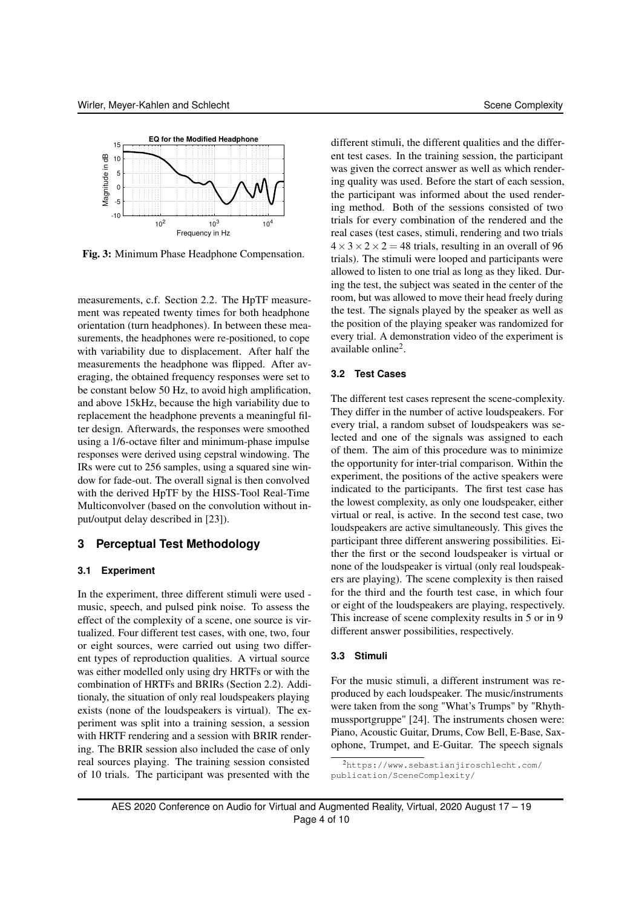Fig. 3: Minimum Phase Headphone Compensation.

measurements, c.f. Section 2.2. The HpTF measurement was repeated twenty times for both headphone orientation (turn headphones). In between these measurements, the headphones were re-positioned, to cope with variability due to displacement. After half the measurements the headphone was flipped. After averaging, the obtained frequency responses were set to be constant below 50 Hz, to avoid high amplification, and above 15kHz, because the high variability due to replacement the headphone prevents a meaningful filter design. Afterwards, the responses were smoothed using a 1/6-octave filter and minimum-phase impulse responses were derived using cepstral windowing. The IRs were cut to 256 samples, using a squared sine window for fade-out. The overall signal is then convolved with the derived HpTF by the HISS-Tool Real-Time Multiconvolver (based on the convolution without input/output delay described in [23]).

## 3 Perceptual Test Methodology

### 3.1 Experiment

In the experiment, three different stimuli were used - music, speech, and pulsed pink noise. To assess the effect of the complexity of a scene, one source is virtualized. Four different test cases, with one, two, four or eight sources, were carried out using two different types of reproduction qualities. A virtual source was either modelled only using dry HRTFs or with the combination of HRTFs and BRIRs (Section 2.2). Additionaly, the situation of only real loudspeakers playing exists (none of the loudspeakers is virtual). The experiment was split into a training session, a session with HRTF rendering and a session with BRIR rendering. The BRIR session also included the case of only real sources playing. The training session consisted of 10 trials. The participant was presented with the different stimuli, the different qualities and the different test cases. In the training session, the participant was given the correct answer as well as which rendering quality was used. Before the start of each session, the participant was informed about the used rendering method. Both of the sessions consisted of two trials for every combination of the rendered and the real cases (test cases, stimuli, rendering and two trials $4 \times 3 \times 2 \times 2 = 48$ trials, resulting in an overall of 96 trials). The stimuli were looped and participants were allowed to listen to one trial as long as they liked. During the test, the subject was seated in the center of the room, but was allowed to move their head freely during the test. The signals played by the speaker as well as the position of the playing speaker was randomized for every trial. A demonstration video of the experiment is available online[2].

### 3.2 Test Cases

The different test cases represent the scene-complexity. They differ in the number of active loudspeakers. For every trial, a random subset of loudspeakers was selected and one of the signals was assigned to each of them. The aim of this procedure was to minimize the opportunity for inter-trial comparison. Within the experiment, the positions of the active speakers were indicated to the participants. The first test case has the lowest complexity, as only one loudspeaker, either virtual or real, is active. In the second test case, two loudspeakers are active simultaneously. This gives the participant three different answering possibilities. Either the first or the second loudspeaker is virtual or none of the loudspeaker is virtual (only real loudspeakers are playing). The scene complexity is then raised for the third and the fourth test case, in which four or eight of the loudspeakers are playing, respectively. This increase of scene complexity results in 5 or in 9 different answer possibilities, respectively.

### 3.3 Stimuli

For the music stimuli, a different instrument was reproduced by each loudspeaker. The music/instruments were taken from the song "What's Trumps" by "Rhythmussportgruppe" [24]. The instruments chosen were: Piano, Acoustic Guitar, Drums, Cow Bell, E-Base, Saxophone, Trumpet, and E-Guitar. The speech signals

[2] https://www.sebastianjiroschlecht.com/publication/SceneComplexity/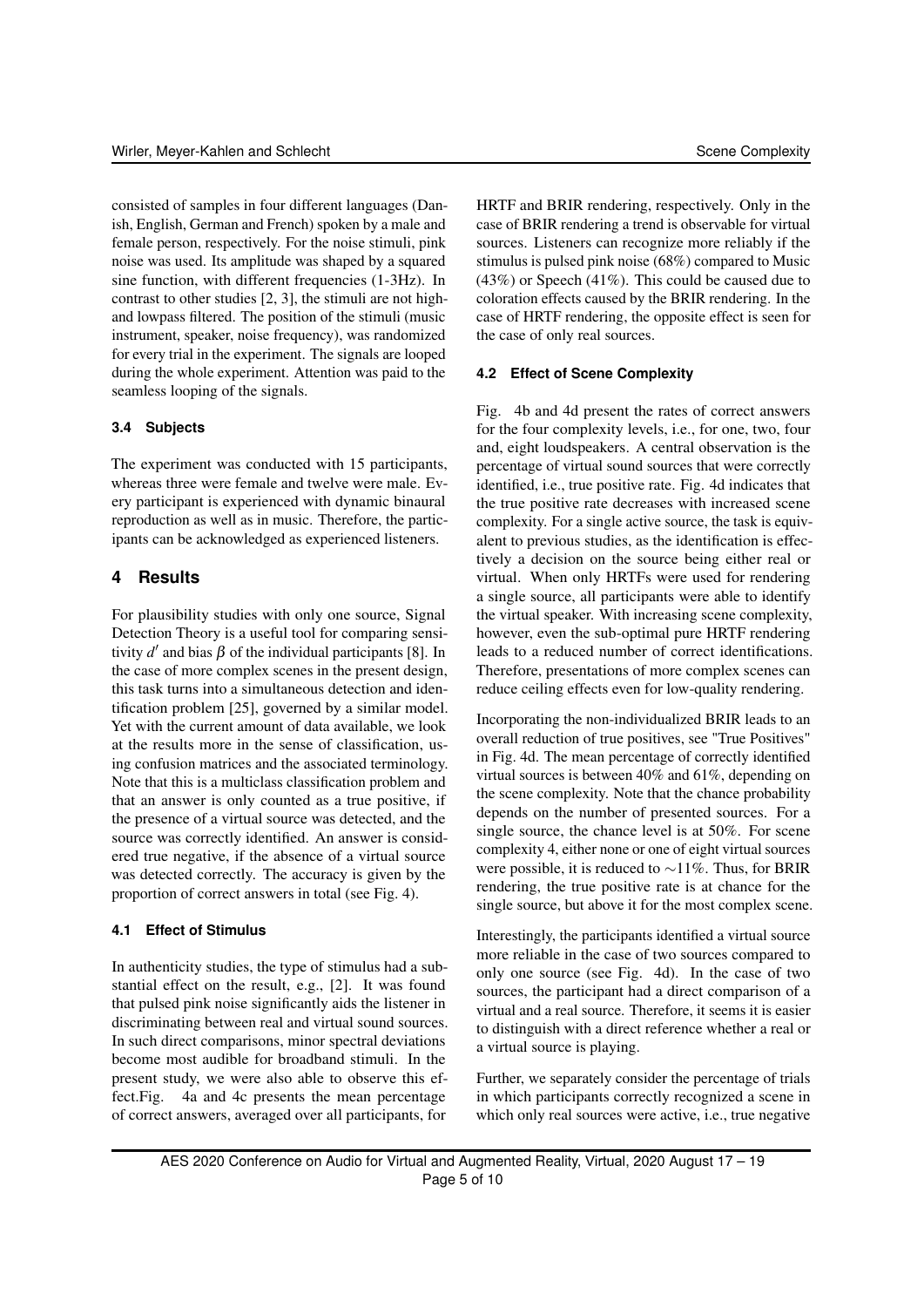consisted of samples in four different languages (Danish, English, German and French) spoken by a male and female person, respectively. For the noise stimuli, pink noise was used. Its amplitude was shaped by a squared sine function, with different frequencies (1-3Hz). In contrast to other studies [2, 3], the stimuli are not high- and lowpass filtered. The position of the stimuli (music instrument, speaker, noise frequency), was randomized for every trial in the experiment. The signals are looped during the whole experiment. Attention was paid to the seamless looping of the signals.

### 3.4 Subjects

The experiment was conducted with 15 participants, whereas three were female and twelve were male. Every participant is experienced with dynamic binaural reproduction as well as in music. Therefore, the participants can be acknowledged as experienced listeners.

## 4 Results

For plausibility studies with only one source, Signal Detection Theory is a useful tool for comparing sensitivity $d'$ and bias $\beta$ of the individual participants [8]. In the case of more complex scenes in the present design, this task turns into a simultaneous detection and identification problem [25], governed by a similar model. Yet with the current amount of data available, we look at the results more in the sense of classification, using confusion matrices and the associated terminology. Note that this is a multiclass classification problem and that an answer is only counted as a true positive, if the presence of a virtual source was detected, and the source was correctly identified. An answer is considered true negative, if the absence of a virtual source was detected correctly. The accuracy is given by the proportion of correct answers in total (see Fig. 4).

### 4.1 Effect of Stimulus

In authenticity studies, the type of stimulus had a substantial effect on the result, e.g., [2]. It was found that pulsed pink noise significantly aids the listener in discriminating between real and virtual sound sources. In such direct comparisons, minor spectral deviations become most audible for broadband stimuli. In the present study, we were also able to observe this effect.Fig. 4a and 4c presents the mean percentage of correct answers, averaged over all participants, for HRTF and BRIR rendering, respectively. Only in the case of BRIR rendering a trend is observable for virtual sources. Listeners can recognize more reliably if the stimulus is pulsed pink noise (68%) compared to Music (43%) or Speech (41%). This could be caused due to coloration effects caused by the BRIR rendering. In the case of HRTF rendering, the opposite effect is seen for the case of only real sources.

### 4.2 Effect of Scene Complexity

Fig. 4b and 4d present the rates of correct answers for the four complexity levels, i.e., for one, two, four and, eight loudspeakers. A central observation is the percentage of virtual sound sources that were correctly identified, i.e., true positive rate. Fig. 4d indicates that the true positive rate decreases with increased scene complexity. For a single active source, the task is equivalent to previous studies, as the identification is effectively a decision on the source being either real or virtual. When only HRTFs were used for rendering a single source, all participants were able to identify the virtual speaker. With increasing scene complexity, however, even the sub-optimal pure HRTF rendering leads to a reduced number of correct identifications. Therefore, presentations of more complex scenes can reduce ceiling effects even for low-quality rendering.

Incorporating the non-individualized BRIR leads to an overall reduction of true positives, see "True Positives" in Fig. 4d. The mean percentage of correctly identified virtual sources is between 40% and 61%, depending on the scene complexity. Note that the chance probability depends on the number of presented sources. For a single source, the chance level is at 50%. For scene complexity 4, either none or one of eight virtual sources were possible, it is reduced to $\sim$11%. Thus, for BRIR rendering, the true positive rate is at chance for the single source, but above it for the most complex scene.

Interestingly, the participants identified a virtual source more reliable in the case of two sources compared to only one source (see Fig. 4d). In the case of two sources, the participant had a direct comparison of a virtual and a real source. Therefore, it seems it is easier to distinguish with a direct reference whether a real or a virtual source is playing.

Further, we separately consider the percentage of trials in which participants correctly recognized a scene in which only real sources were active, i.e., true negative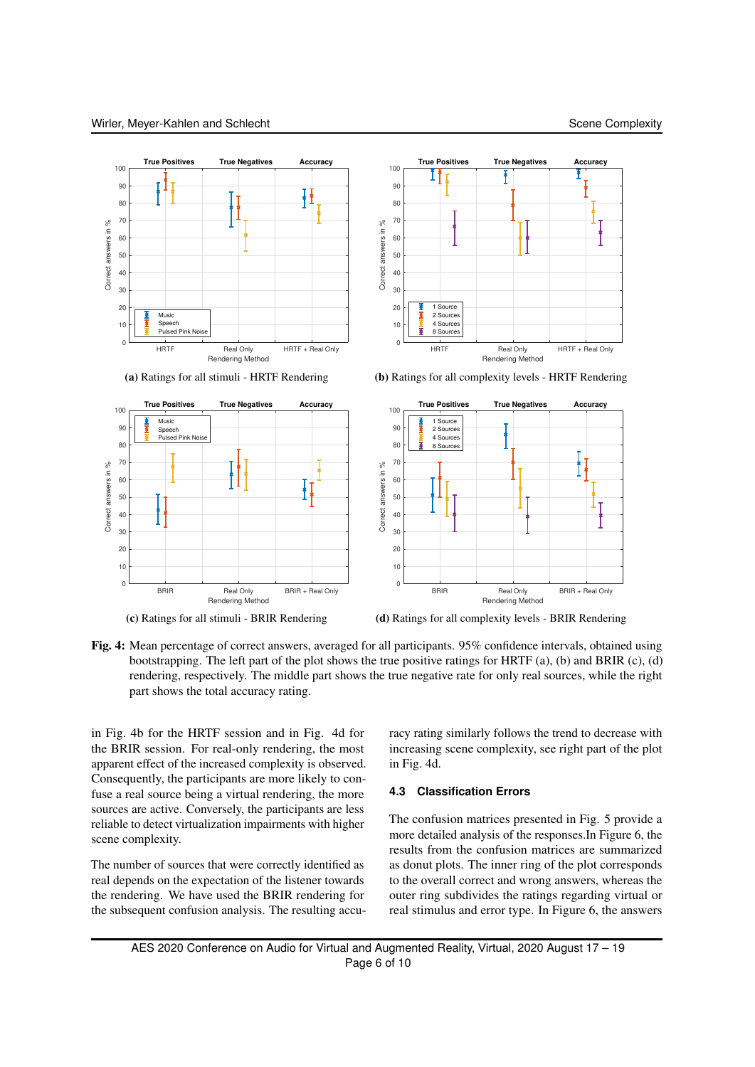(a) Ratings for all stimuli - HRTF Rendering

(b) Ratings for all complexity levels - HRTF Rendering

(c) Ratings for all stimuli - BRIR Rendering

(d) Ratings for all complexity levels - BRIR Rendering

**Fig. 4:** Mean percentage of correct answers, averaged for all participants. 95% confidence intervals, obtained using bootstrapping. The left part of the plot shows the true positive ratings for HRTF (a), (b) and BRIR (c), (d) rendering, respectively. The middle part shows the true negative rate for only real sources, while the right part shows the total accuracy rating.

in Fig. 4b for the HRTF session and in Fig. 4d for the BRIR session. For real-only rendering, the most apparent effect of the increased complexity is observed. Consequently, the participants are more likely to confuse a real source being a virtual rendering, the more sources are active. Conversely, the participants are less reliable to detect virtualization impairments with higher scene complexity.

The number of sources that were correctly identified as real depends on the expectation of the listener towards the rendering. We have used the BRIR rendering for the subsequent confusion analysis. The resulting accuracy rating similarly follows the trend to decrease with increasing scene complexity, see right part of the plot in Fig. 4d.

### 4.3 Classification Errors

The confusion matrices presented in Fig. 5 provide a more detailed analysis of the responses.In Figure 6, the results from the confusion matrices are summarized as donut plots. The inner ring of the plot corresponds to the overall correct and wrong answers, whereas the outer ring subdivides the ratings regarding virtual or real stimulus and error type. In Figure 6, the answers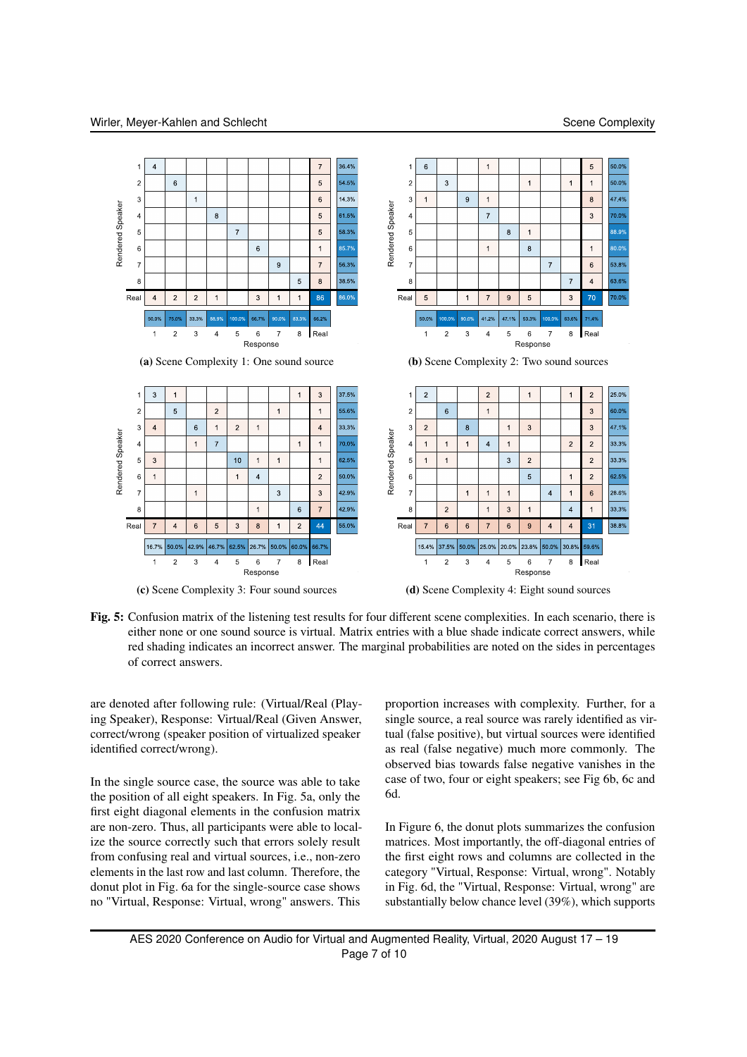(a) Scene Complexity 1: One sound source

(b) Scene Complexity 2: Two sound sources

(c) Scene Complexity 3: Four sound sources

(d) Scene Complexity 4: Eight sound sources

**Fig. 5:** Confusion matrix of the listening test results for four different scene complexities. In each scenario, there is either none or one sound source is virtual. Matrix entries with a blue shade indicate correct answers, while red shading indicates an incorrect answer. The marginal probabilities are noted on the sides in percentages of correct answers.

are denoted after following rule: (Virtual/Real (Playing Speaker), Response: Virtual/Real (Given Answer, correct/wrong (speaker position of virtualized speaker identified correct/wrong).

In the single source case, the source was able to take the position of all eight speakers. In Fig. 5a, only the first eight diagonal elements in the confusion matrix are non-zero. Thus, all participants were able to localize the source correctly such that errors solely result from confusing real and virtual sources, i.e., non-zero elements in the last row and last column. Therefore, the donut plot in Fig. 6a for the single-source case shows no "Virtual, Response: Virtual, wrong" answers. This proportion increases with complexity. Further, for a single source, a real source was rarely identified as virtual (false positive), but virtual sources were identified as real (false negative) much more commonly. The observed bias towards false negative vanishes in the case of two, four or eight speakers; see Fig 6b, 6c and 6d.

In Figure 6, the donut plots summarizes the confusion matrices. Most importantly, the off-diagonal entries of the first eight rows and columns are collected in the category "Virtual, Response: Virtual, wrong". Notably in Fig. 6d, the "Virtual, Response: Virtual, wrong" are substantially below chance level (39%), which supports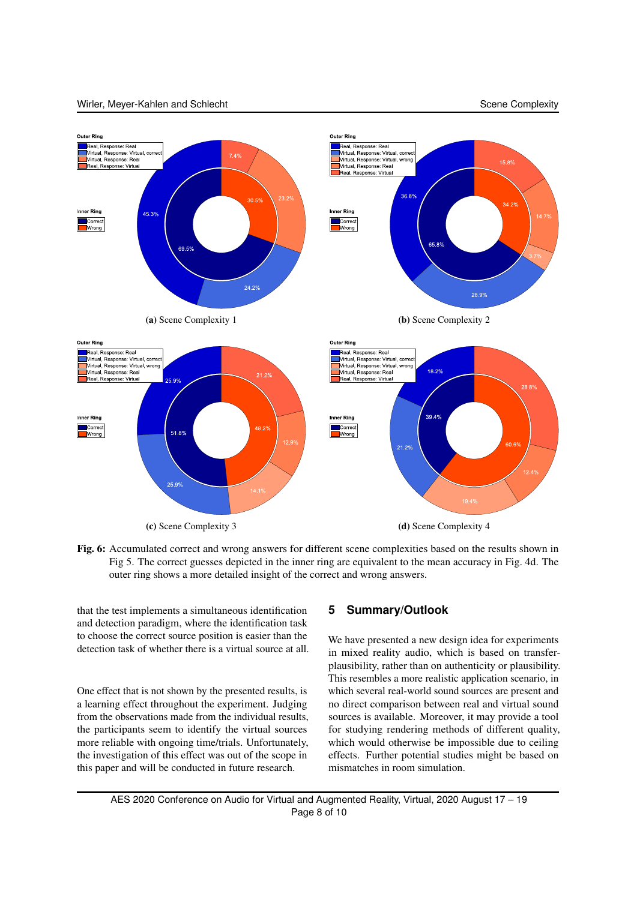(a) Scene Complexity 1

(b) Scene Complexity 2

(c) Scene Complexity 3

(d) Scene Complexity 4

**Fig. 6:** Accumulated correct and wrong answers for different scene complexities based on the results shown in Fig 5. The correct guesses depicted in the inner ring are equivalent to the mean accuracy in Fig. 4d. The outer ring shows a more detailed insight of the correct and wrong answers.

that the test implements a simultaneous identification and detection paradigm, where the identification task to choose the correct source position is easier than the detection task of whether there is a virtual source at all.

One effect that is not shown by the presented results, is a learning effect throughout the experiment. Judging from the observations made from the individual results, the participants seem to identify the virtual sources more reliable with ongoing time/trials. Unfortunately, the investigation of this effect was out of the scope in this paper and will be conducted in future research.

## 5 Summary/Outlook

We have presented a new design idea for experiments in mixed reality audio, which is based on transfer-plausibility, rather than on authenticity or plausibility. This resembles a more realistic application scenario, in which several real-world sound sources are present and no direct comparison between real and virtual sound sources is available. Moreover, it may provide a tool for studying rendering methods of different quality, which would otherwise be impossible due to ceiling effects. Further potential studies might be based on mismatches in room simulation.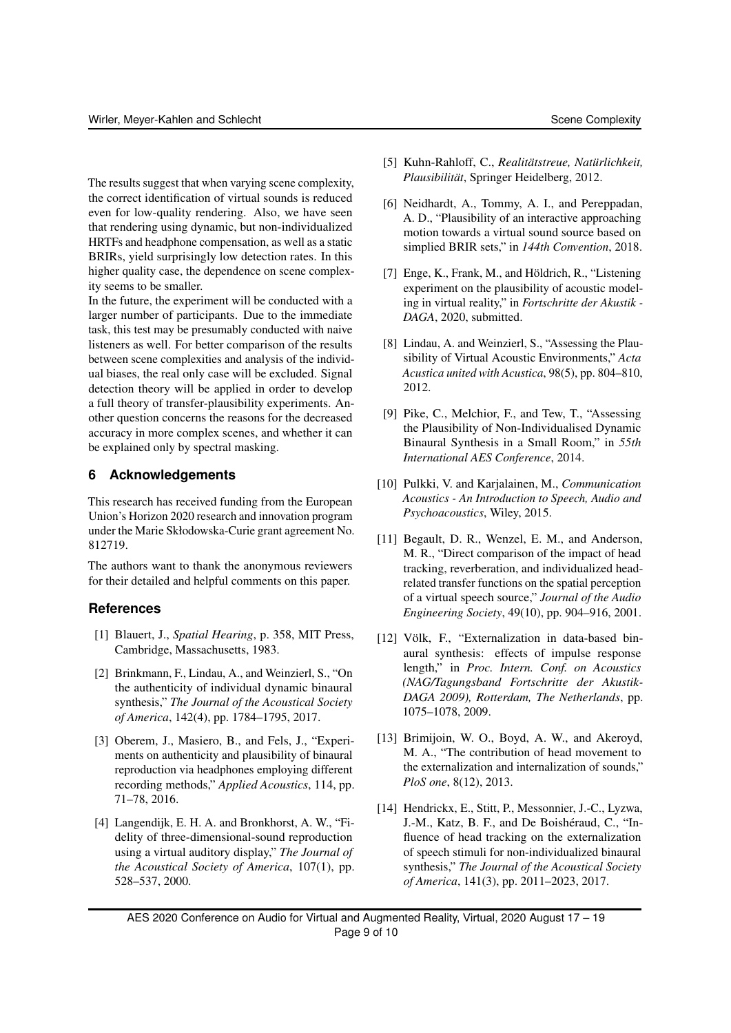The results suggest that when varying scene complexity, the correct identification of virtual sounds is reduced even for low-quality rendering. Also, we have seen that rendering using dynamic, but non-individualized HRTFs and headphone compensation, as well as a static BRIRs, yield surprisingly low detection rates. In this higher quality case, the dependence on scene complexity seems to be smaller.

In the future, the experiment will be conducted with a larger number of participants. Due to the immediate task, this test may be presumably conducted with naive listeners as well. For better comparison of the results between scene complexities and analysis of the individual biases, the real only case will be excluded. Signal detection theory will be applied in order to develop a full theory of transfer-plausibility experiments. Another question concerns the reasons for the decreased accuracy in more complex scenes, and whether it can be explained only by spectral masking.

## 6 Acknowledgements

This research has received funding from the European Union's Horizon 2020 research and innovation program under the Marie Skłodowska-Curie grant agreement No. 812719.

The authors want to thank the anonymous reviewers for their detailed and helpful comments on this paper.

## References

[1] Blauert, J., *Spatial Hearing*, p. 358, MIT Press, Cambridge, Massachusetts, 1983.

[2] Brinkmann, F., Lindau, A., and Weinzierl, S., "On the authenticity of individual dynamic binaural synthesis," *The Journal of the Acoustical Society of America*, 142(4), pp. 1784–1795, 2017.

[3] Oberem, J., Masiero, B., and Fels, J., "Experiments on authenticity and plausibility of binaural reproduction via headphones employing different recording methods," *Applied Acoustics*, 114, pp. 71–78, 2016.

[4] Langendijk, E. H. A. and Bronkhorst, A. W., "Fidelity of three-dimensional-sound reproduction using a virtual auditory display," *The Journal of the Acoustical Society of America*, 107(1), pp. 528–537, 2000.

[5] Kuhn-Rahloff, C., *Realitätstreue, Natürlichkeit, Plausibilität*, Springer Heidelberg, 2012.

[6] Neidhardt, A., Tommy, A. I., and Pereppadan, A. D., "Plausibility of an interactive approaching motion towards a virtual sound source based on simplied BRIR sets," in *144th Convention*, 2018.

[7] Enge, K., Frank, M., and Höldrich, R., "Listening experiment on the plausibility of acoustic modeling in virtual reality," in *Fortschritte der Akustik - DAGA*, 2020, submitted.

[8] Lindau, A. and Weinzierl, S., "Assessing the Plausibility of Virtual Acoustic Environments," *Acta Acustica united with Acustica*, 98(5), pp. 804–810, 2012.

[9] Pike, C., Melchior, F., and Tew, T., "Assessing the Plausibility of Non-Individualised Dynamic Binaural Synthesis in a Small Room," in *55th International AES Conference*, 2014.

[10] Pulkki, V. and Karjalainen, M., *Communication Acoustics - An Introduction to Speech, Audio and Psychoacoustics*, Wiley, 2015.

[11] Begault, D. R., Wenzel, E. M., and Anderson, M. R., "Direct comparison of the impact of head tracking, reverberation, and individualized head-related transfer functions on the spatial perception of a virtual speech source," *Journal of the Audio Engineering Society*, 49(10), pp. 904–916, 2001.

[12] Völk, F., "Externalization in data-based binaural synthesis: effects of impulse response length," in *Proc. Intern. Conf. on Acoustics (NAG/Tagungsband Fortschritte der Akustik-DAGA 2009), Rotterdam, The Netherlands*, pp. 1075–1078, 2009.

[13] Brimijoin, W. O., Boyd, A. W., and Akeroyd, M. A., "The contribution of head movement to the externalization and internalization of sounds," *PloS one*, 8(12), 2013.

[14] Hendrickx, E., Stitt, P., Messonnier, J.-C., Lyzwa, J.-M., Katz, B. F., and De Boishéraud, C., "Influence of head tracking on the externalization of speech stimuli for non-individualized binaural synthesis," *The Journal of the Acoustical Society of America*, 141(3), pp. 2011–2023, 2017.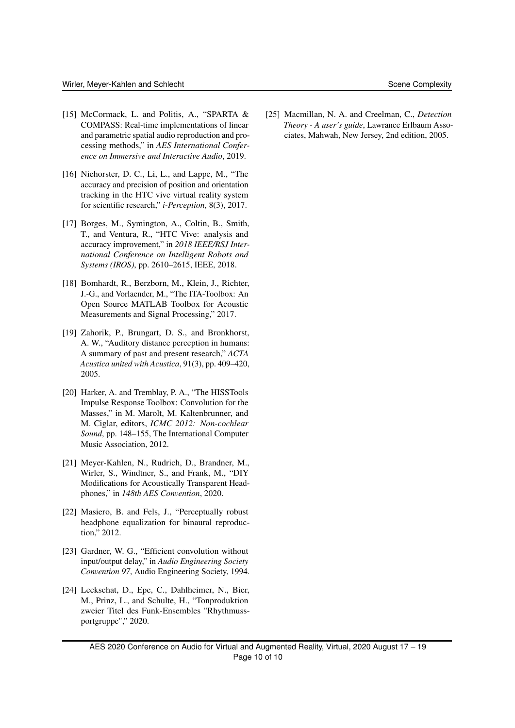[15] McCormack, L. and Politis, A., "SPARTA & COMPASS: Real-time implementations of linear and parametric spatial audio reproduction and processing methods," in *AES International Conference on Immersive and Interactive Audio*, 2019.

[16] Niehorster, D. C., Li, L., and Lappe, M., "The accuracy and precision of position and orientation tracking in the HTC vive virtual reality system for scientific research," *i-Perception*, 8(3), 2017.

[17] Borges, M., Symington, A., Coltin, B., Smith, T., and Ventura, R., "HTC Vive: analysis and accuracy improvement," in *2018 IEEE/RSJ International Conference on Intelligent Robots and Systems (IROS)*, pp. 2610–2615, IEEE, 2018.

[18] Bomhardt, R., Berzborn, M., Klein, J., Richter, J.-G., and Vorlaender, M., "The ITA-Toolbox: An Open Source MATLAB Toolbox for Acoustic Measurements and Signal Processing," 2017.

[19] Zahorik, P., Brungart, D. S., and Bronkhorst, A. W., "Auditory distance perception in humans: A summary of past and present research," *ACTA Acustica united with Acustica*, 91(3), pp. 409–420, 2005.

[20] Harker, A. and Tremblay, P. A., "The HISSTools Impulse Response Toolbox: Convolution for the Masses," in M. Marolt, M. Kaltenbrunner, and M. Ciglar, editors, *ICMC 2012: Non-cochlear Sound*, pp. 148–155, The International Computer Music Association, 2012.

[21] Meyer-Kahlen, N., Rudrich, D., Brandner, M., Wirler, S., Windtner, S., and Frank, M., "DIY Modifications for Acoustically Transparent Headphones," in *148th AES Convention*, 2020.

[22] Masiero, B. and Fels, J., "Perceptually robust headphone equalization for binaural reproduction," 2012.

[23] Gardner, W. G., "Efficient convolution without input/output delay," in *Audio Engineering Society Convention 97*, Audio Engineering Society, 1994.

[24] Leckschat, D., Epe, C., Dahlheimer, N., Bier, M., Prinz, L., and Schulte, H., "Tonproduktion zweier Titel des Funk-Ensembles "Rhythmussportgruppe"," 2020.

[25] Macmillan, N. A. and Creelman, C., *Detection Theory - A user's guide*, Lawrance Erlbaum Associates, Mahwah, New Jersey, 2nd edition, 2005.